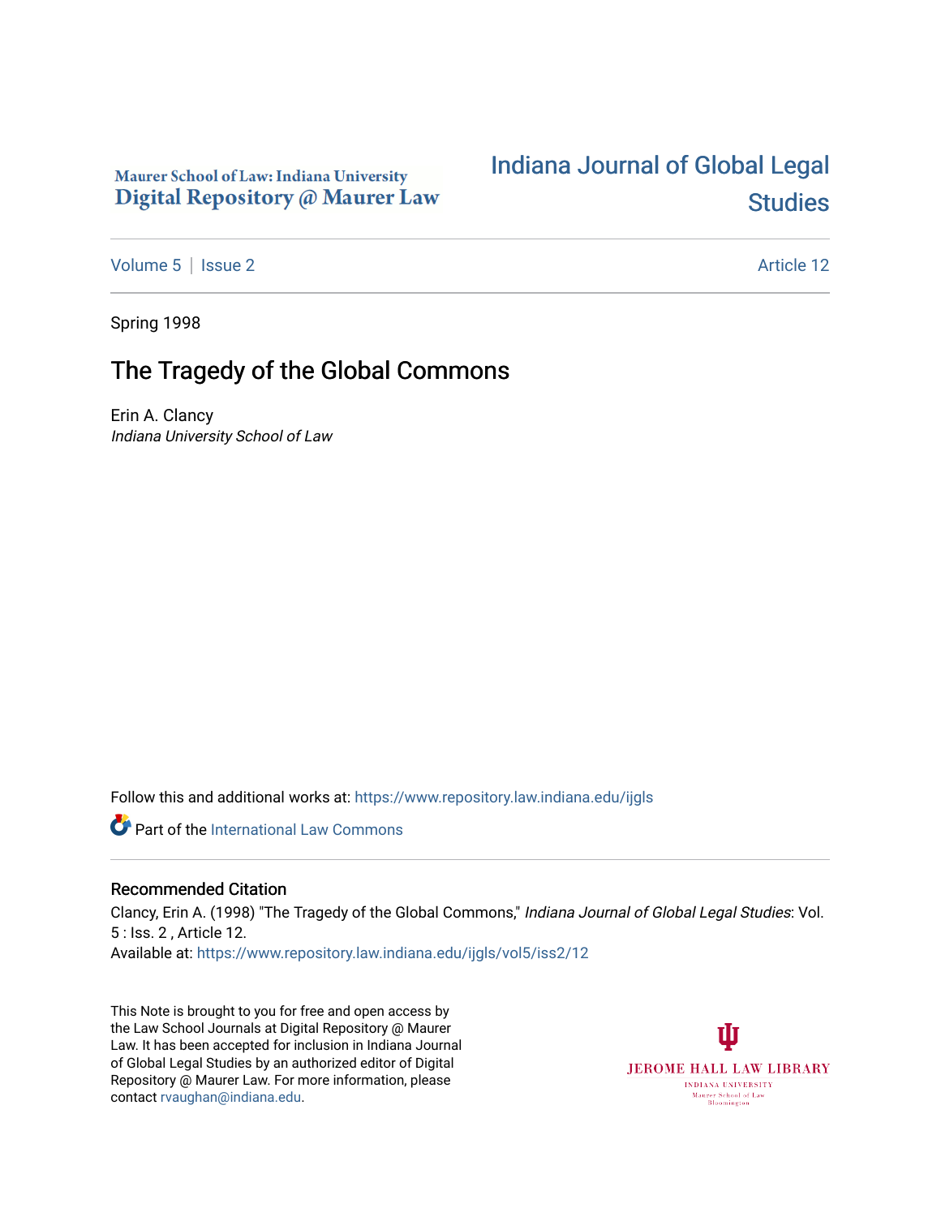Maurer School of Law: Indiana University
Digital Repository @ Maurer Law

# Indiana Journal of Global Legal Studies

Volume 5 | Issue 2 Article 12

Spring 1998

# The Tragedy of the Global Commons

Erin A. Clancy
*Indiana University School of Law*

Follow this and additional works at: https://www.repository.law.indiana.edu/ijgls

Part of the International Law Commons

## Recommended Citation

Clancy, Erin A. (1998) "The Tragedy of the Global Commons," *Indiana Journal of Global Legal Studies*: Vol. 5 : Iss. 2 , Article 12.
Available at: https://www.repository.law.indiana.edu/ijgls/vol5/iss2/12

This Note is brought to you for free and open access by the Law School Journals at Digital Repository @ Maurer Law. It has been accepted for inclusion in Indiana Journal of Global Legal Studies by an authorized editor of Digital Repository @ Maurer Law. For more information, please contact rvaughan@indiana.edu.

JEROME HALL LAW LIBRARY
INDIANA UNIVERSITY
Maurer School of Law
Bloomington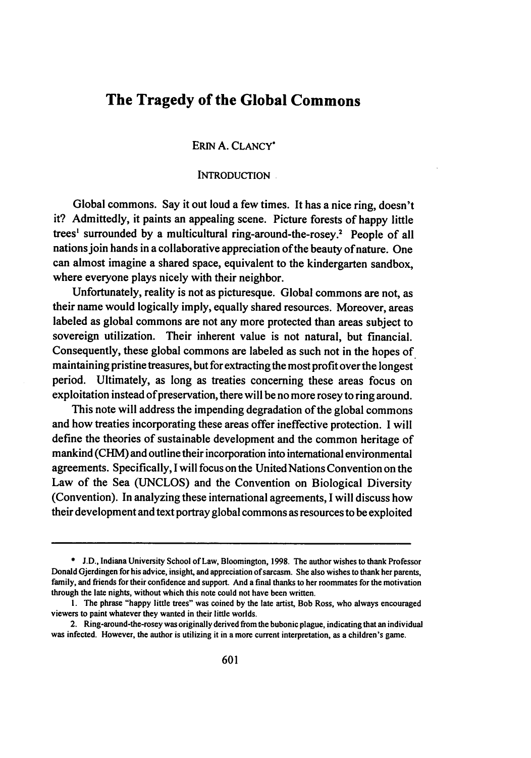# The Tragedy of the Global Commons

ERIN A. CLANCY*

INTRODUCTION

Global commons. Say it out loud a few times. It has a nice ring, doesn't it? Admittedly, it paints an appealing scene. Picture forests of happy little trees[1] surrounded by a multicultural ring-around-the-rosey.[2] People of all nations join hands in a collaborative appreciation of the beauty of nature. One can almost imagine a shared space, equivalent to the kindergarten sandbox, where everyone plays nicely with their neighbor.

Unfortunately, reality is not as picturesque. Global commons are not, as their name would logically imply, equally shared resources. Moreover, areas labeled as global commons are not any more protected than areas subject to sovereign utilization. Their inherent value is not natural, but financial. Consequently, these global commons are labeled as such not in the hopes of maintaining pristine treasures, but for extracting the most profit over the longest period. Ultimately, as long as treaties concerning these areas focus on exploitation instead of preservation, there will be no more rosey to ring around.

This note will address the impending degradation of the global commons and how treaties incorporating these areas offer ineffective protection. I will define the theories of sustainable development and the common heritage of mankind (CHM) and outline their incorporation into international environmental agreements. Specifically, I will focus on the United Nations Convention on the Law of the Sea (UNCLOS) and the Convention on Biological Diversity (Convention). In analyzing these international agreements, I will discuss how their development and text portray global commons as resources to be exploited

---

\* J.D., Indiana University School of Law, Bloomington, 1998. The author wishes to thank Professor Donald Gjerdingen for his advice, insight, and appreciation of sarcasm. She also wishes to thank her parents, family, and friends for their confidence and support. And a final thanks to her roommates for the motivation through the late nights, without which this note could not have been written.

1. The phrase "happy little trees" was coined by the late artist, Bob Ross, who always encouraged viewers to paint whatever they wanted in their little worlds.

2. Ring-around-the-rosey was originally derived from the bubonic plague, indicating that an individual was infected. However, the author is utilizing it in a more current interpretation, as a children's game.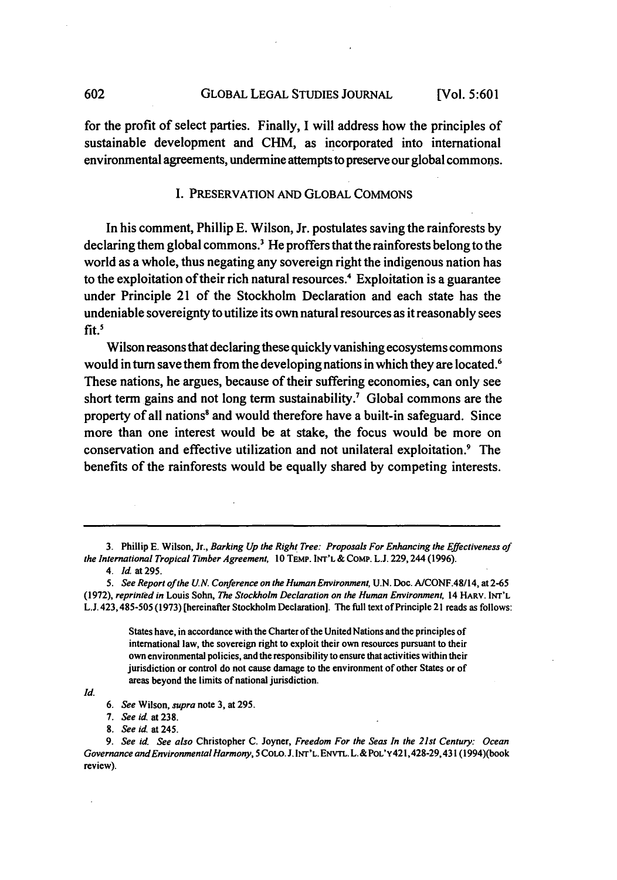for the profit of select parties. Finally, I will address how the principles of sustainable development and CHM, as incorporated into international environmental agreements, undermine attempts to preserve our global commons.

## I. PRESERVATION AND GLOBAL COMMONS

In his comment, Phillip E. Wilson, Jr. postulates saving the rainforests by declaring them global commons.[3] He proffers that the rainforests belong to the world as a whole, thus negating any sovereign right the indigenous nation has to the exploitation of their rich natural resources.[4] Exploitation is a guarantee under Principle 21 of the Stockholm Declaration and each state has the undeniable sovereignty to utilize its own natural resources as it reasonably sees fit.[5]

Wilson reasons that declaring these quickly vanishing ecosystems commons would in turn save them from the developing nations in which they are located.[6] These nations, he argues, because of their suffering economies, can only see short term gains and not long term sustainability.[7] Global commons are the property of all nations[8] and would therefore have a built-in safeguard. Since more than one interest would be at stake, the focus would be more on conservation and effective utilization and not unilateral exploitation.[9] The benefits of the rainforests would be equally shared by competing interests.

---

3. Phillip E. Wilson, Jr., *Barking Up the Right Tree: Proposals For Enhancing the Effectiveness of the International Tropical Timber Agreement*, 10 TEMP. INT'L & COMP. L.J. 229, 244 (1996).

4. *Id.* at 295.

5. *See Report of the U.N. Conference on the Human Environment*, U.N. Doc. A/CONF.48/14, at 2-65 (1972), *reprinted in* Louis Sohn, *The Stockholm Declaration on the Human Environment*, 14 HARV. INT'L L.J. 423, 485-505 (1973) [hereinafter Stockholm Declaration]. The full text of Principle 21 reads as follows:

> States have, in accordance with the Charter of the United Nations and the principles of international law, the sovereign right to exploit their own resources pursuant to their own environmental policies, and the responsibility to ensure that activities within their jurisdiction or control do not cause damage to the environment of other States or of areas beyond the limits of national jurisdiction.

*Id.*

6. *See* Wilson, *supra* note 3, at 295.

7. *See id.* at 238.

8. *See id.* at 245.

9. *See id. See also* Christopher C. Joyner, *Freedom For the Seas In the 21st Century: Ocean Governance and Environmental Harmony*, 5 COLO. J. INT'L ENVTL. L. & POL'Y 421, 428-29, 431 (1994)(book review).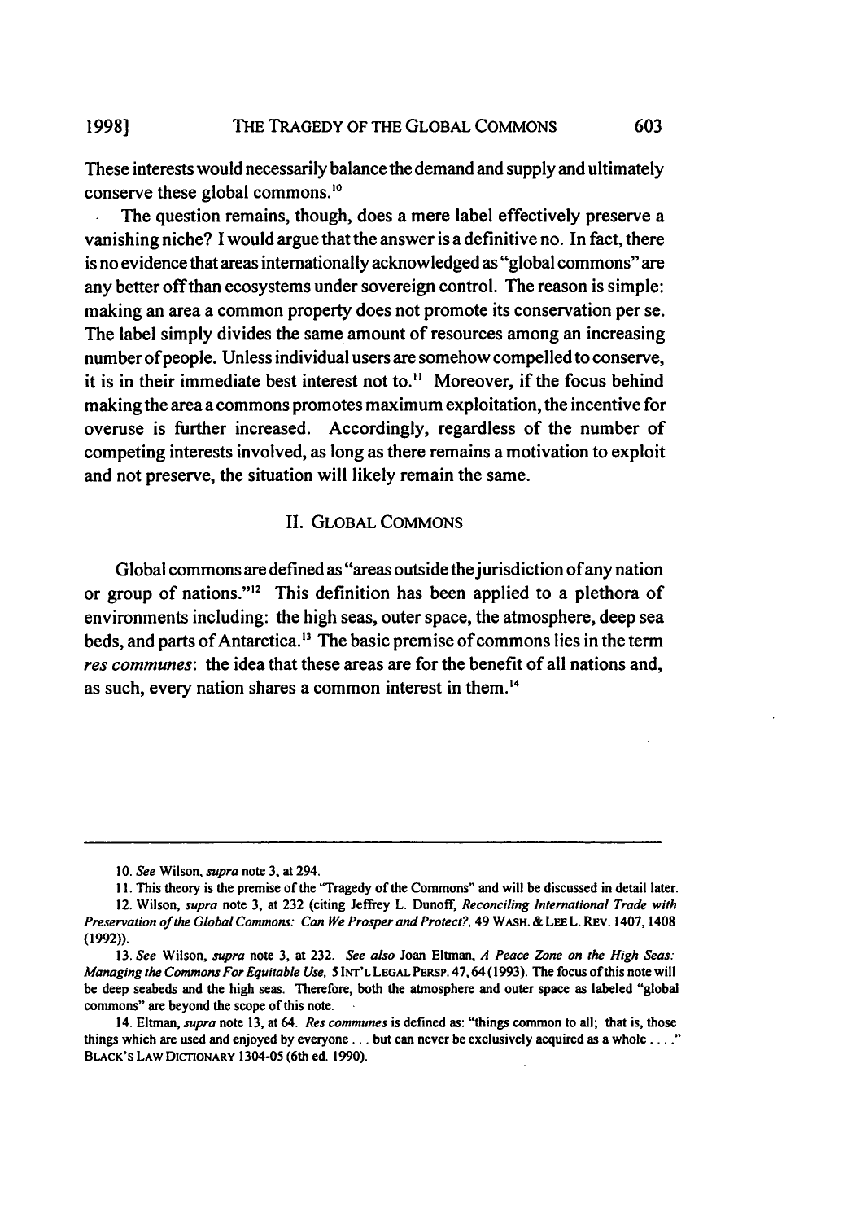These interests would necessarily balance the demand and supply and ultimately conserve these global commons.[10]

The question remains, though, does a mere label effectively preserve a vanishing niche? I would argue that the answer is a definitive no. In fact, there is no evidence that areas internationally acknowledged as "global commons" are any better off than ecosystems under sovereign control. The reason is simple: making an area a common property does not promote its conservation per se. The label simply divides the same amount of resources among an increasing number of people. Unless individual users are somehow compelled to conserve, it is in their immediate best interest not to.[11] Moreover, if the focus behind making the area a commons promotes maximum exploitation, the incentive for overuse is further increased. Accordingly, regardless of the number of competing interests involved, as long as there remains a motivation to exploit and not preserve, the situation will likely remain the same.

## II. GLOBAL COMMONS

Global commons are defined as "areas outside the jurisdiction of any nation or group of nations."[12] This definition has been applied to a plethora of environments including: the high seas, outer space, the atmosphere, deep sea beds, and parts of Antarctica.[13] The basic premise of commons lies in the term *res communes*: the idea that these areas are for the benefit of all nations and, as such, every nation shares a common interest in them.[14]

---

10. *See* Wilson, *supra* note 3, at 294.

11. This theory is the premise of the "Tragedy of the Commons" and will be discussed in detail later.

12. Wilson, *supra* note 3, at 232 (citing Jeffrey L. Dunoff, *Reconciling International Trade with Preservation of the Global Commons: Can We Prosper and Protect?*, 49 WASH. & LEE L. REV. 1407, 1408 (1992)).

13. *See* Wilson, *supra* note 3, at 232. *See also* Joan Eltman, *A Peace Zone on the High Seas: Managing the Commons For Equitable Use*, 5 INT'L LEGAL PERSP. 47, 64 (1993). The focus of this note will be deep seabeds and the high seas. Therefore, both the atmosphere and outer space as labeled "global commons" are beyond the scope of this note.

14. Eltman, *supra* note 13, at 64. *Res communes* is defined as: "things common to all; that is, those things which are used and enjoyed by everyone . . . but can never be exclusively acquired as a whole . . . ." BLACK'S LAW DICTIONARY 1304-05 (6th ed. 1990).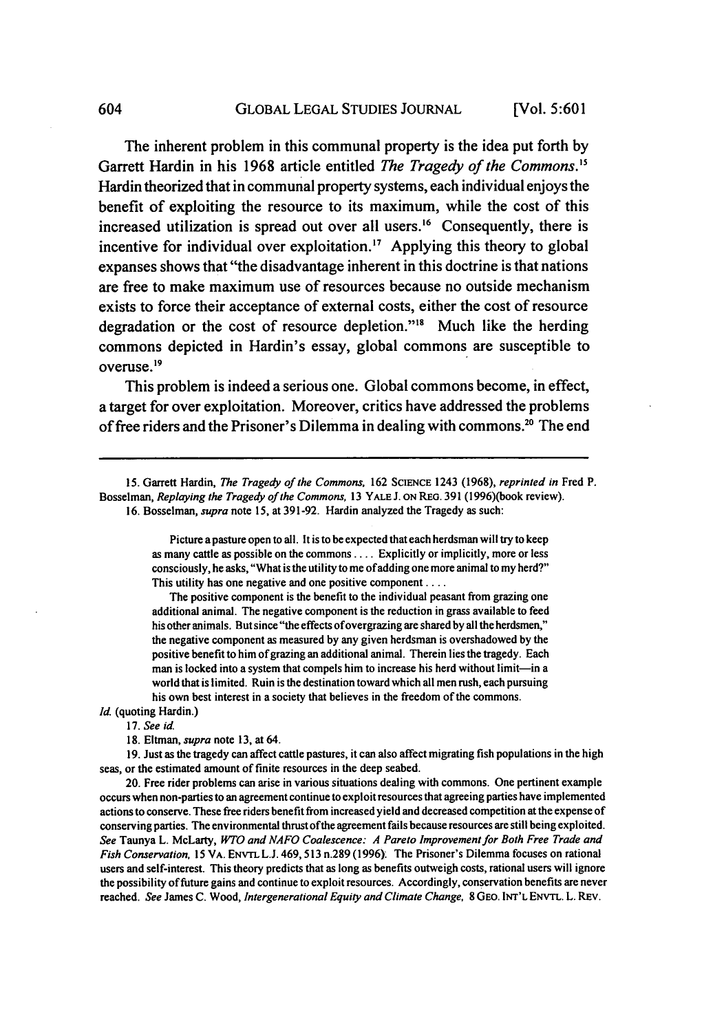The inherent problem in this communal property is the idea put forth by Garrett Hardin in his 1968 article entitled *The Tragedy of the Commons.*[15] Hardin theorized that in communal property systems, each individual enjoys the benefit of exploiting the resource to its maximum, while the cost of this increased utilization is spread out over all users.[16] Consequently, there is incentive for individual over exploitation.[17] Applying this theory to global expanses shows that "the disadvantage inherent in this doctrine is that nations are free to make maximum use of resources because no outside mechanism exists to force their acceptance of external costs, either the cost of resource degradation or the cost of resource depletion."[18] Much like the herding commons depicted in Hardin's essay, global commons are susceptible to overuse.[19]

This problem is indeed a serious one. Global commons become, in effect, a target for over exploitation. Moreover, critics have addressed the problems of free riders and the Prisoner's Dilemma in dealing with commons.[20] The end

---

15. Garrett Hardin, *The Tragedy of the Commons*, 162 SCIENCE 1243 (1968), *reprinted in* Fred P. Bosselman, *Replaying the Tragedy of the Commons*, 13 YALE J. ON REG. 391 (1996)(book review).

16. Bosselman, *supra* note 15, at 391-92. Hardin analyzed the Tragedy as such:

> Picture a pasture open to all. It is to be expected that each herdsman will try to keep as many cattle as possible on the commons . . . . Explicitly or implicitly, more or less consciously, he asks, "What is the utility to me of adding one more animal to my herd?" This utility has one negative and one positive component . . . .
>
> The positive component is the benefit to the individual peasant from grazing one additional animal. The negative component is the reduction in grass available to feed his other animals. But since "the effects of overgrazing are shared by all the herdsmen," the negative component as measured by any given herdsman is overshadowed by the positive benefit to him of grazing an additional animal. Therein lies the tragedy. Each man is locked into a system that compels him to increase his herd without limit—in a world that is limited. Ruin is the destination toward which all men rush, each pursuing his own best interest in a society that believes in the freedom of the commons.

*Id.* (quoting Hardin.)

17. *See id.*

18. Eltman, *supra* note 13, at 64.

19. Just as the tragedy can affect cattle pastures, it can also affect migrating fish populations in the high seas, or the estimated amount of finite resources in the deep seabed.

20. Free rider problems can arise in various situations dealing with commons. One pertinent example occurs when non-parties to an agreement continue to exploit resources that agreeing parties have implemented actions to conserve. These free riders benefit from increased yield and decreased competition at the expense of conserving parties. The environmental thrust of the agreement fails because resources are still being exploited. *See* Taunya L. McLarty, *WTO and NAFO Coalescence: A Pareto Improvement for Both Free Trade and Fish Conservation*, 15 VA. ENVTL L.J. 469, 513 n.289 (1996). The Prisoner's Dilemma focuses on rational users and self-interest. This theory predicts that as long as benefits outweigh costs, rational users will ignore the possibility of future gains and continue to exploit resources. Accordingly, conservation benefits are never reached. *See* James C. Wood, *Intergenerational Equity and Climate Change*, 8 GEO. INT'L ENVTL. L. REV.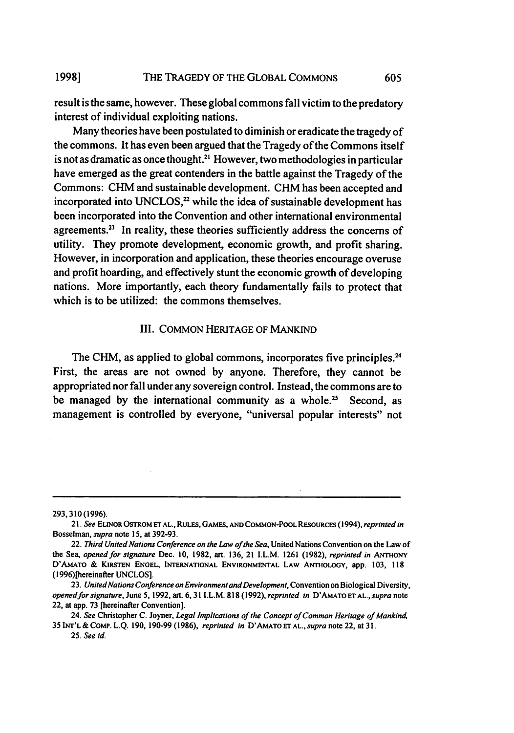result is the same, however. These global commons fall victim to the predatory interest of individual exploiting nations.

Many theories have been postulated to diminish or eradicate the tragedy of the commons. It has even been argued that the Tragedy of the Commons itself is not as dramatic as once thought.[21] However, two methodologies in particular have emerged as the great contenders in the battle against the Tragedy of the Commons: CHM and sustainable development. CHM has been accepted and incorporated into UNCLOS,[22] while the idea of sustainable development has been incorporated into the Convention and other international environmental agreements.[23] In reality, these theories sufficiently address the concerns of utility. They promote development, economic growth, and profit sharing. However, in incorporation and application, these theories encourage overuse and profit hoarding, and effectively stunt the economic growth of developing nations. More importantly, each theory fundamentally fails to protect that which is to be utilized: the commons themselves.

## III. COMMON HERITAGE OF MANKIND

The CHM, as applied to global commons, incorporates five principles.[24] First, the areas are not owned by anyone. Therefore, they cannot be appropriated nor fall under any sovereign control. Instead, the commons are to be managed by the international community as a whole.[25] Second, as management is controlled by everyone, "universal popular interests" not

---

293, 310 (1996).

21. *See* ELINOR OSTROM ET AL., RULES, GAMES, AND COMMON-POOL RESOURCES (1994), *reprinted in* Bosselman, *supra* note 15, at 392-93.

22. *Third United Nations Conference on the Law of the Sea*, United Nations Convention on the Law of the Sea, *opened for signature* Dec. 10, 1982, art. 136, 21 I.L.M. 1261 (1982), *reprinted in* ANTHONY D'AMATO & KIRSTEN ENGEL, INTERNATIONAL ENVIRONMENTAL LAW ANTHOLOGY, app. 103, 118 (1996)[hereinafter UNCLOS].

23. *United Nations Conference on Environment and Development*, Convention on Biological Diversity, *opened for signature*, June 5, 1992, art. 6, 31 I.L.M. 818 (1992), *reprinted in* D'AMATO ET AL., *supra* note 22, at app. 73 [hereinafter Convention].

24. *See* Christopher C. Joyner, *Legal Implications of the Concept of Common Heritage of Mankind*, 35 INT'L & COMP. L.Q. 190, 190-99 (1986), *reprinted in* D'AMATO ET AL., *supra* note 22, at 31.

25. *See id.*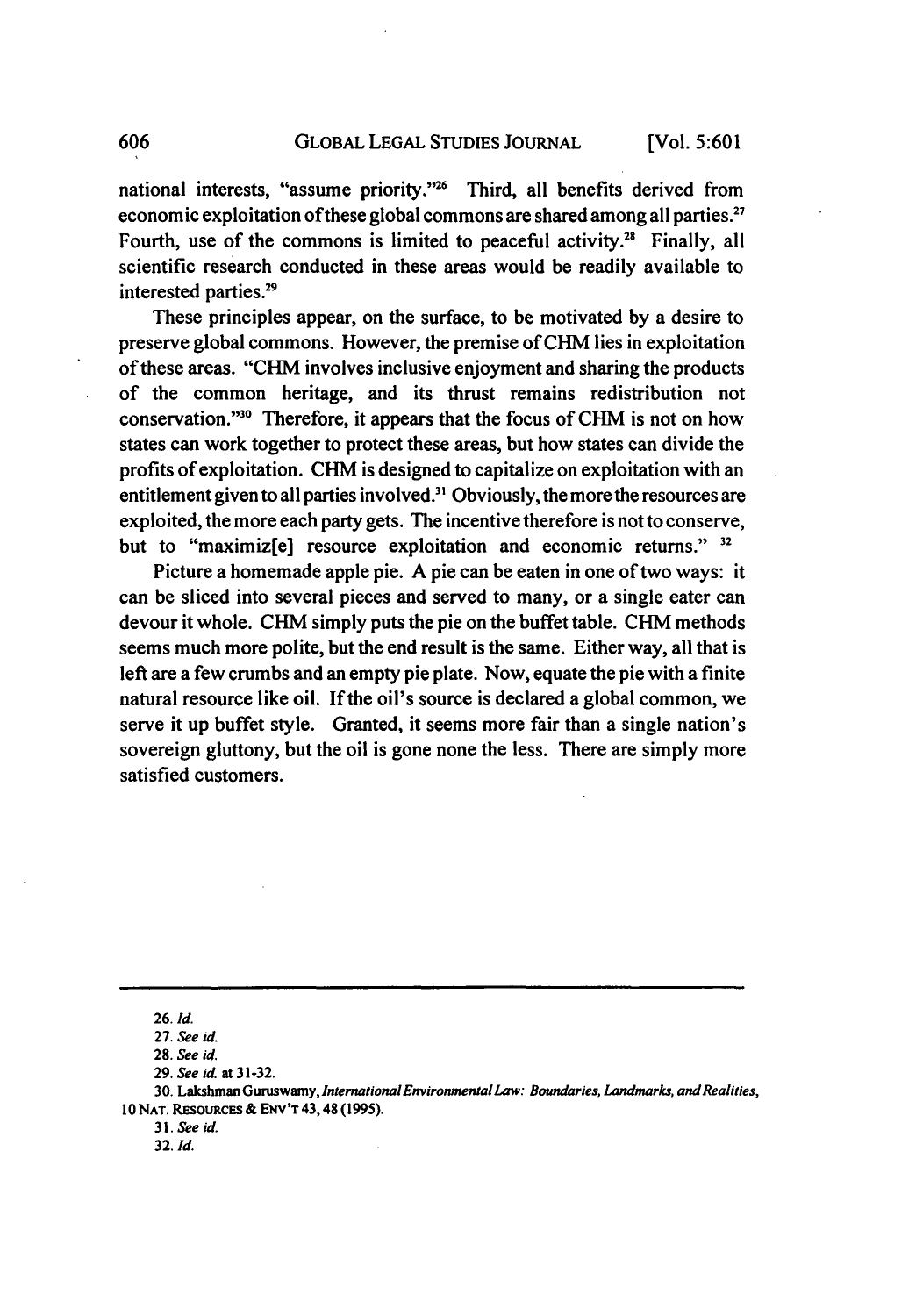national interests, "assume priority."[26] Third, all benefits derived from economic exploitation of these global commons are shared among all parties.[27] Fourth, use of the commons is limited to peaceful activity.[28] Finally, all scientific research conducted in these areas would be readily available to interested parties.[29]

These principles appear, on the surface, to be motivated by a desire to preserve global commons. However, the premise of CHM lies in exploitation of these areas. "CHM involves inclusive enjoyment and sharing the products of the common heritage, and its thrust remains redistribution not conservation."[30] Therefore, it appears that the focus of CHM is not on how states can work together to protect these areas, but how states can divide the profits of exploitation. CHM is designed to capitalize on exploitation with an entitlement given to all parties involved.[31] Obviously, the more the resources are exploited, the more each party gets. The incentive therefore is not to conserve, but to "maximiz[e] resource exploitation and economic returns." [32]

Picture a homemade apple pie. A pie can be eaten in one of two ways: it can be sliced into several pieces and served to many, or a single eater can devour it whole. CHM simply puts the pie on the buffet table. CHM methods seems much more polite, but the end result is the same. Either way, all that is left are a few crumbs and an empty pie plate. Now, equate the pie with a finite natural resource like oil. If the oil's source is declared a global common, we serve it up buffet style. Granted, it seems more fair than a single nation's sovereign gluttony, but the oil is gone none the less. There are simply more satisfied customers.

---

26. *Id.*

27. *See id.*

28. *See id.*

29. *See id.* at 31-32.

30. Lakshman Guruswamy, *International Environmental Law: Boundaries, Landmarks, and Realities*, 10 NAT. RESOURCES & ENV'T 43, 48 (1995).

31. *See id.*

32. *Id.*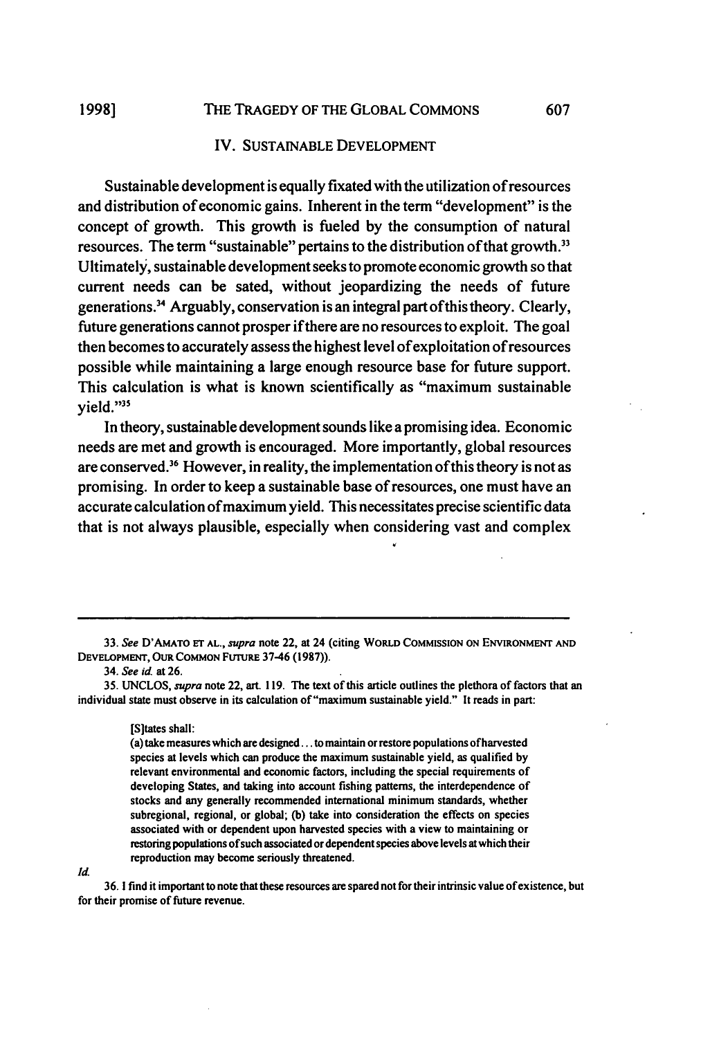## IV. SUSTAINABLE DEVELOPMENT

Sustainable development is equally fixated with the utilization of resources and distribution of economic gains. Inherent in the term "development" is the concept of growth. This growth is fueled by the consumption of natural resources. The term "sustainable" pertains to the distribution of that growth.[33] Ultimately, sustainable development seeks to promote economic growth so that current needs can be sated, without jeopardizing the needs of future generations.[34] Arguably, conservation is an integral part of this theory. Clearly, future generations cannot prosper if there are no resources to exploit. The goal then becomes to accurately assess the highest level of exploitation of resources possible while maintaining a large enough resource base for future support. This calculation is what is known scientifically as "maximum sustainable yield."[35]

In theory, sustainable development sounds like a promising idea. Economic needs are met and growth is encouraged. More importantly, global resources are conserved.[36] However, in reality, the implementation of this theory is not as promising. In order to keep a sustainable base of resources, one must have an accurate calculation of maximum yield. This necessitates precise scientific data that is not always plausible, especially when considering vast and complex

---

33. *See* D'AMATO ET AL., *supra* note 22, at 24 (citing WORLD COMMISSION ON ENVIRONMENT AND DEVELOPMENT, OUR COMMON FUTURE 37-46 (1987)).

34. *See id.* at 26.

35. UNCLOS, *supra* note 22, art. 119. The text of this article outlines the plethora of factors that an individual state must observe in its calculation of "maximum sustainable yield." It reads in part:

> [S]tates shall:
>
> (a) take measures which are designed . . . to maintain or restore populations of harvested species at levels which can produce the maximum sustainable yield, as qualified by relevant environmental and economic factors, including the special requirements of developing States, and taking into account fishing patterns, the interdependence of stocks and any generally recommended international minimum standards, whether subregional, regional, or global; (b) take into consideration the effects on species associated with or dependent upon harvested species with a view to maintaining or restoring populations of such associated or dependent species above levels at which their reproduction may become seriously threatened.

*Id.*

36. I find it important to note that these resources are spared not for their intrinsic value of existence, but for their promise of future revenue.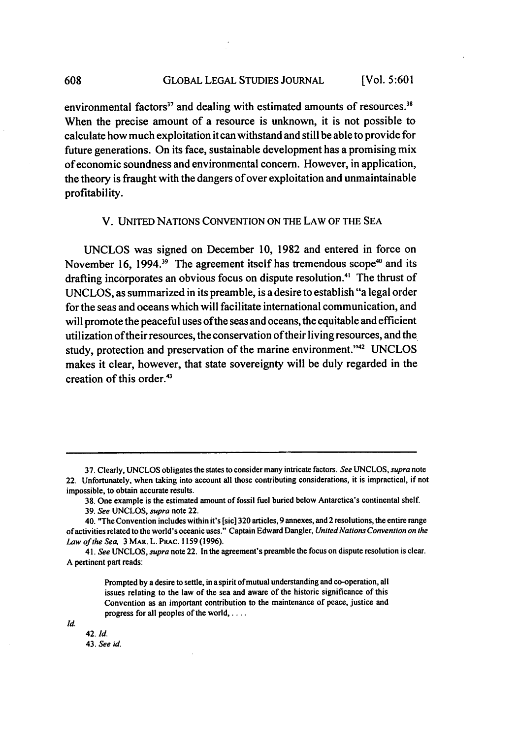environmental factors[37] and dealing with estimated amounts of resources.[38] When the precise amount of a resource is unknown, it is not possible to calculate how much exploitation it can withstand and still be able to provide for future generations. On its face, sustainable development has a promising mix of economic soundness and environmental concern. However, in application, the theory is fraught with the dangers of over exploitation and unmaintainable profitability.

## V. UNITED NATIONS CONVENTION ON THE LAW OF THE SEA

UNCLOS was signed on December 10, 1982 and entered in force on November 16, 1994.[39] The agreement itself has tremendous scope[40] and its drafting incorporates an obvious focus on dispute resolution.[41] The thrust of UNCLOS, as summarized in its preamble, is a desire to establish "a legal order for the seas and oceans which will facilitate international communication, and will promote the peaceful uses of the seas and oceans, the equitable and efficient utilization of their resources, the conservation of their living resources, and the study, protection and preservation of the marine environment."[42] UNCLOS makes it clear, however, that state sovereignty will be duly regarded in the creation of this order.[43]

---

37. Clearly, UNCLOS obligates the states to consider many intricate factors. *See* UNCLOS, *supra* note 22. Unfortunately, when taking into account all those contributing considerations, it is impractical, if not impossible, to obtain accurate results.

38. One example is the estimated amount of fossil fuel buried below Antarctica's continental shelf.

39. *See* UNCLOS, *supra* note 22.

40. "The Convention includes within it's [sic] 320 articles, 9 annexes, and 2 resolutions, the entire range of activities related to the world's oceanic uses." Captain Edward Dangler, *United Nations Convention on the Law of the Sea*, 3 MAR. L. PRAC. 1159 (1996).

41. *See* UNCLOS, *supra* note 22. In the agreement's preamble the focus on dispute resolution is clear. A pertinent part reads:

> Prompted by a desire to settle, in a spirit of mutual understanding and co-operation, all issues relating to the law of the sea and aware of the historic significance of this Convention as an important contribution to the maintenance of peace, justice and progress for all peoples of the world, . . . .

*Id.*

42. *Id.*

43. *See id.*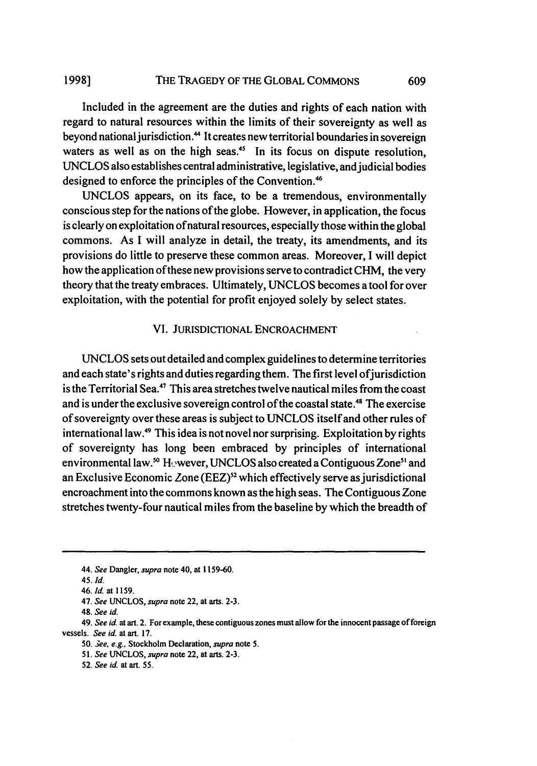Included in the agreement are the duties and rights of each nation with regard to natural resources within the limits of their sovereignty as well as beyond national jurisdiction.[44] It creates new territorial boundaries in sovereign waters as well as on the high seas.[45] In its focus on dispute resolution, UNCLOS also establishes central administrative, legislative, and judicial bodies designed to enforce the principles of the Convention.[46]

UNCLOS appears, on its face, to be a tremendous, environmentally conscious step for the nations of the globe. However, in application, the focus is clearly on exploitation of natural resources, especially those within the global commons. As I will analyze in detail, the treaty, its amendments, and its provisions do little to preserve these common areas. Moreover, I will depict how the application of these new provisions serve to contradict CHM, the very theory that the treaty embraces. Ultimately, UNCLOS becomes a tool for over exploitation, with the potential for profit enjoyed solely by select states.

## VI. JURISDICTIONAL ENCROACHMENT

UNCLOS sets out detailed and complex guidelines to determine territories and each state's rights and duties regarding them. The first level of jurisdiction is the Territorial Sea.[47] This area stretches twelve nautical miles from the coast and is under the exclusive sovereign control of the coastal state.[48] The exercise of sovereignty over these areas is subject to UNCLOS itself and other rules of international law.[49] This idea is not novel nor surprising. Exploitation by rights of sovereignty has long been embraced by principles of international environmental law.[50] However, UNCLOS also created a Contiguous Zone[51] and an Exclusive Economic Zone (EEZ)[52] which effectively serve as jurisdictional encroachment into the commons known as the high seas. The Contiguous Zone stretches twenty-four nautical miles from the baseline by which the breadth of

---

44. *See* Dangler, *supra* note 40, at 1159-60.

45. *Id.*

46. *Id.* at 1159.

47. *See* UNCLOS, *supra* note 22, at arts. 2-3.

48. *See id.*

49. *See id.* at art. 2. For example, these contiguous zones must allow for the innocent passage of foreign vessels. *See id.* at art. 17.

50. *See, e.g.*, Stockholm Declaration, *supra* note 5.

51. *See* UNCLOS, *supra* note 22, at arts. 2-3.

52. *See id.* at art. 55.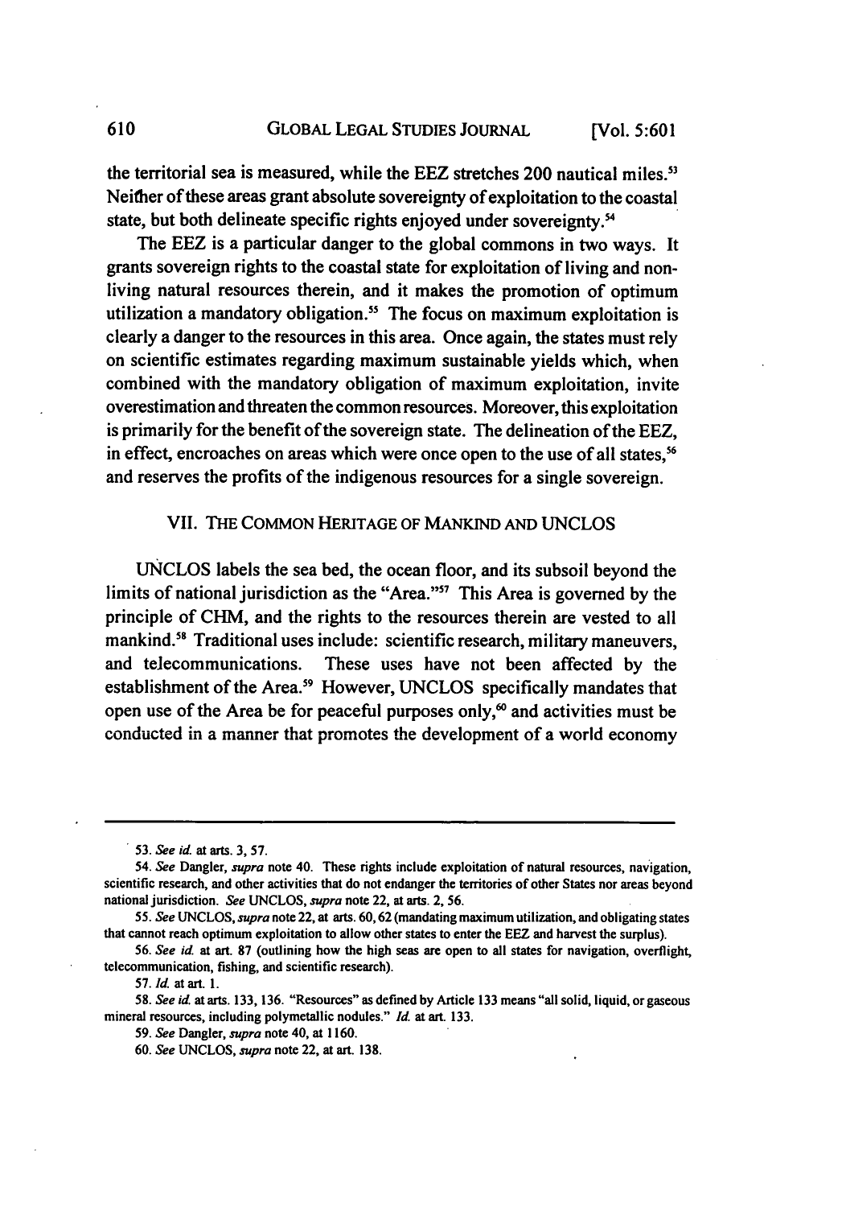the territorial sea is measured, while the EEZ stretches 200 nautical miles.[53] Neither of these areas grant absolute sovereignty of exploitation to the coastal state, but both delineate specific rights enjoyed under sovereignty.[54]

The EEZ is a particular danger to the global commons in two ways. It grants sovereign rights to the coastal state for exploitation of living and non-living natural resources therein, and it makes the promotion of optimum utilization a mandatory obligation.[55] The focus on maximum exploitation is clearly a danger to the resources in this area. Once again, the states must rely on scientific estimates regarding maximum sustainable yields which, when combined with the mandatory obligation of maximum exploitation, invite overestimation and threaten the common resources. Moreover, this exploitation is primarily for the benefit of the sovereign state. The delineation of the EEZ, in effect, encroaches on areas which were once open to the use of all states,[56] and reserves the profits of the indigenous resources for a single sovereign.

## VII. THE COMMON HERITAGE OF MANKIND AND UNCLOS

UNCLOS labels the sea bed, the ocean floor, and its subsoil beyond the limits of national jurisdiction as the "Area."[57] This Area is governed by the principle of CHM, and the rights to the resources therein are vested to all mankind.[58] Traditional uses include: scientific research, military maneuvers, and telecommunications. These uses have not been affected by the establishment of the Area.[59] However, UNCLOS specifically mandates that open use of the Area be for peaceful purposes only,[60] and activities must be conducted in a manner that promotes the development of a world economy

---

53. *See id.* at arts. 3, 57.

54. *See* Dangler, *supra* note 40. These rights include exploitation of natural resources, navigation, scientific research, and other activities that do not endanger the territories of other States nor areas beyond national jurisdiction. *See* UNCLOS, *supra* note 22, at arts. 2, 56.

55. *See* UNCLOS, *supra* note 22, at arts. 60, 62 (mandating maximum utilization, and obligating states that cannot reach optimum exploitation to allow other states to enter the EEZ and harvest the surplus).

56. *See id.* at art. 87 (outlining how the high seas are open to all states for navigation, overflight, telecommunication, fishing, and scientific research).

57. *Id.* at art. 1.

58. *See id.* at arts. 133, 136. "Resources" as defined by Article 133 means "all solid, liquid, or gaseous mineral resources, including polymetallic nodules." *Id.* at art. 133.

59. *See* Dangler, *supra* note 40, at 1160.

60. *See* UNCLOS, *supra* note 22, at art. 138.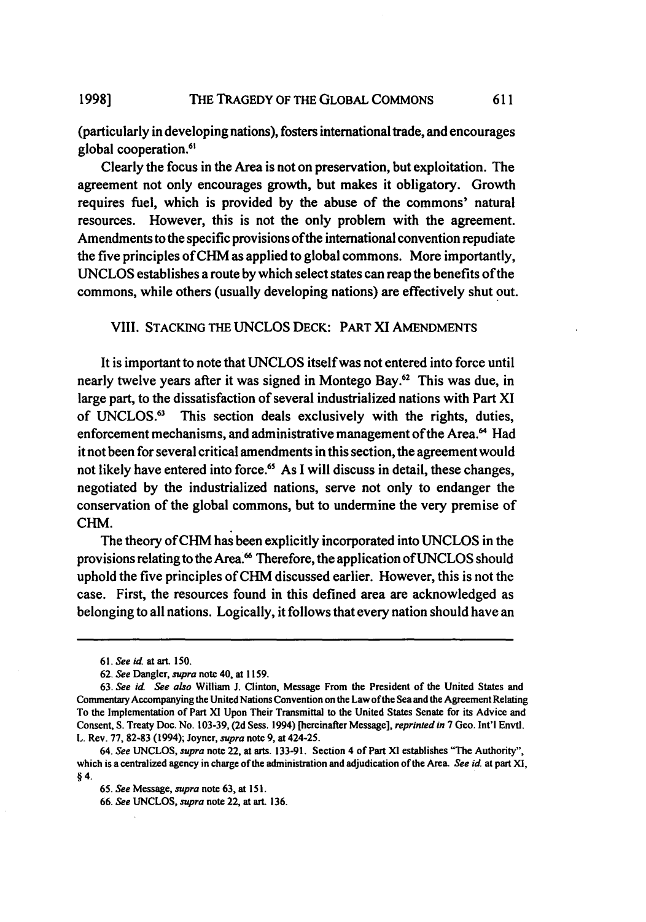(particularly in developing nations), fosters international trade, and encourages global cooperation.[61]

Clearly the focus in the Area is not on preservation, but exploitation. The agreement not only encourages growth, but makes it obligatory. Growth requires fuel, which is provided by the abuse of the commons' natural resources. However, this is not the only problem with the agreement. Amendments to the specific provisions of the international convention repudiate the five principles of CHM as applied to global commons. More importantly, UNCLOS establishes a route by which select states can reap the benefits of the commons, while others (usually developing nations) are effectively shut out.

## VIII. STACKING THE UNCLOS DECK: PART XI AMENDMENTS

It is important to note that UNCLOS itself was not entered into force until nearly twelve years after it was signed in Montego Bay.[62] This was due, in large part, to the dissatisfaction of several industrialized nations with Part XI of UNCLOS.[63] This section deals exclusively with the rights, duties, enforcement mechanisms, and administrative management of the Area.[64] Had it not been for several critical amendments in this section, the agreement would not likely have entered into force.[65] As I will discuss in detail, these changes, negotiated by the industrialized nations, serve not only to endanger the conservation of the global commons, but to undermine the very premise of CHM.

The theory of CHM has been explicitly incorporated into UNCLOS in the provisions relating to the Area.[66] Therefore, the application of UNCLOS should uphold the five principles of CHM discussed earlier. However, this is not the case. First, the resources found in this defined area are acknowledged as belonging to all nations. Logically, it follows that every nation should have an

---

61. *See id.* at art. 150.

62. *See* Dangler, *supra* note 40, at 1159.

63. *See id. See also* William J. Clinton, Message From the President of the United States and Commentary Accompanying the United Nations Convention on the Law of the Sea and the Agreement Relating To the Implementation of Part XI Upon Their Transmittal to the United States Senate for its Advice and Consent, S. Treaty Doc. No. 103-39, (2d Sess. 1994) [hereinafter Message], *reprinted in* 7 Geo. Int'l Envtl. L. Rev. 77, 82-83 (1994); Joyner, *supra* note 9, at 424-25.

64. *See* UNCLOS, *supra* note 22, at arts. 133-91. Section 4 of Part XI establishes "The Authority", which is a centralized agency in charge of the administration and adjudication of the Area. *See id.* at part XI, § 4.

65. *See* Message, *supra* note 63, at 151.

66. *See* UNCLOS, *supra* note 22, at art. 136.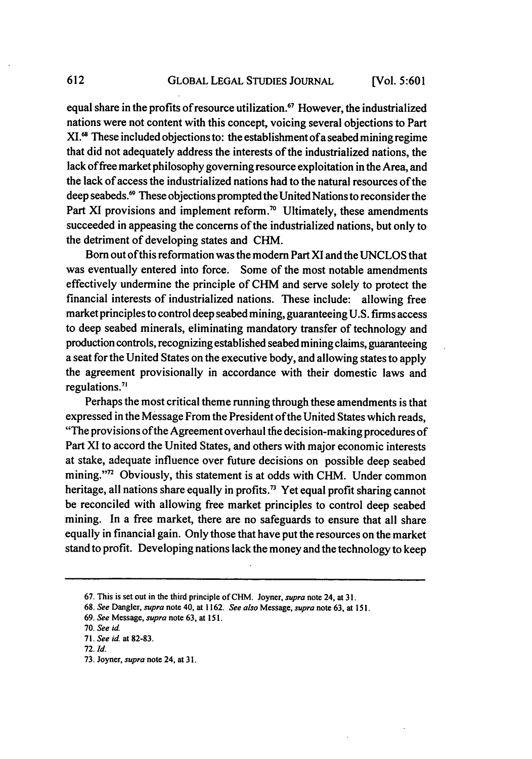equal share in the profits of resource utilization.[67] However, the industrialized nations were not content with this concept, voicing several objections to Part XI.[68] These included objections to: the establishment of a seabed mining regime that did not adequately address the interests of the industrialized nations, the lack of free market philosophy governing resource exploitation in the Area, and the lack of access the industrialized nations had to the natural resources of the deep seabeds.[69] These objections prompted the United Nations to reconsider the Part XI provisions and implement reform.[70] Ultimately, these amendments succeeded in appeasing the concerns of the industrialized nations, but only to the detriment of developing states and CHM.

Born out of this reformation was the modern Part XI and the UNCLOS that was eventually entered into force. Some of the most notable amendments effectively undermine the principle of CHM and serve solely to protect the financial interests of industrialized nations. These include: allowing free market principles to control deep seabed mining, guaranteeing U.S. firms access to deep seabed minerals, eliminating mandatory transfer of technology and production controls, recognizing established seabed mining claims, guaranteeing a seat for the United States on the executive body, and allowing states to apply the agreement provisionally in accordance with their domestic laws and regulations.[71]

Perhaps the most critical theme running through these amendments is that expressed in the Message From the President of the United States which reads, "The provisions of the Agreement overhaul the decision-making procedures of Part XI to accord the United States, and others with major economic interests at stake, adequate influence over future decisions on possible deep seabed mining."[72] Obviously, this statement is at odds with CHM. Under common heritage, all nations share equally in profits.[73] Yet equal profit sharing cannot be reconciled with allowing free market principles to control deep seabed mining. In a free market, there are no safeguards to ensure that all share equally in financial gain. Only those that have put the resources on the market stand to profit. Developing nations lack the money and the technology to keep

---

67. This is set out in the third principle of CHM. Joyner, *supra* note 24, at 31.

68. *See* Dangler, *supra* note 40, at 1162. *See also* Message, *supra* note 63, at 151.

69. *See* Message, *supra* note 63, at 151.

70. *See id.*

71. *See id.* at 82-83.

72. *Id.*

73. Joyner, *supra* note 24, at 31.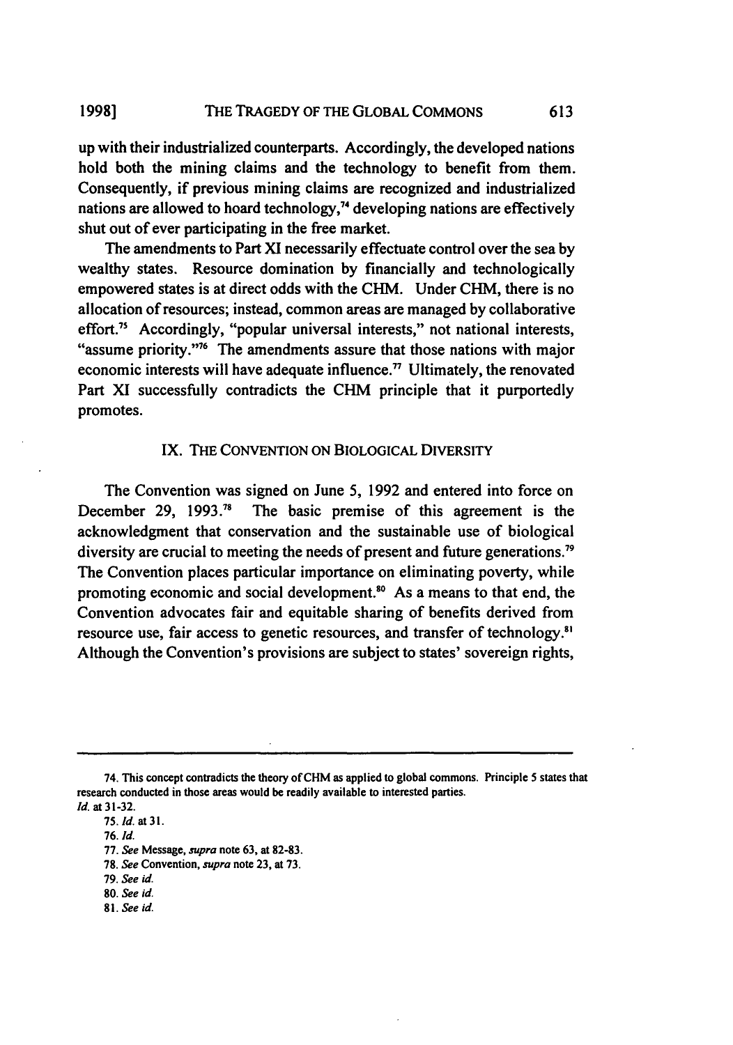up with their industrialized counterparts. Accordingly, the developed nations hold both the mining claims and the technology to benefit from them. Consequently, if previous mining claims are recognized and industrialized nations are allowed to hoard technology,[74] developing nations are effectively shut out of ever participating in the free market.

The amendments to Part XI necessarily effectuate control over the sea by wealthy states. Resource domination by financially and technologically empowered states is at direct odds with the CHM. Under CHM, there is no allocation of resources; instead, common areas are managed by collaborative effort.[75] Accordingly, "popular universal interests," not national interests, "assume priority."[76] The amendments assure that those nations with major economic interests will have adequate influence.[77] Ultimately, the renovated Part XI successfully contradicts the CHM principle that it purportedly promotes.

## IX. THE CONVENTION ON BIOLOGICAL DIVERSITY

The Convention was signed on June 5, 1992 and entered into force on December 29, 1993.[78] The basic premise of this agreement is the acknowledgment that conservation and the sustainable use of biological diversity are crucial to meeting the needs of present and future generations.[79] The Convention places particular importance on eliminating poverty, while promoting economic and social development.[80] As a means to that end, the Convention advocates fair and equitable sharing of benefits derived from resource use, fair access to genetic resources, and transfer of technology.[81] Although the Convention's provisions are subject to states' sovereign rights,

---

74. This concept contradicts the theory of CHM as applied to global commons. Principle 5 states that research conducted in those areas would be readily available to interested parties. *Id.* at 31-32.

75. *Id.* at 31.

76. *Id.*

77. *See* Message, *supra* note 63, at 82-83.

78. *See* Convention, *supra* note 23, at 73.

79. *See id.*

80. *See id.*

81. *See id.*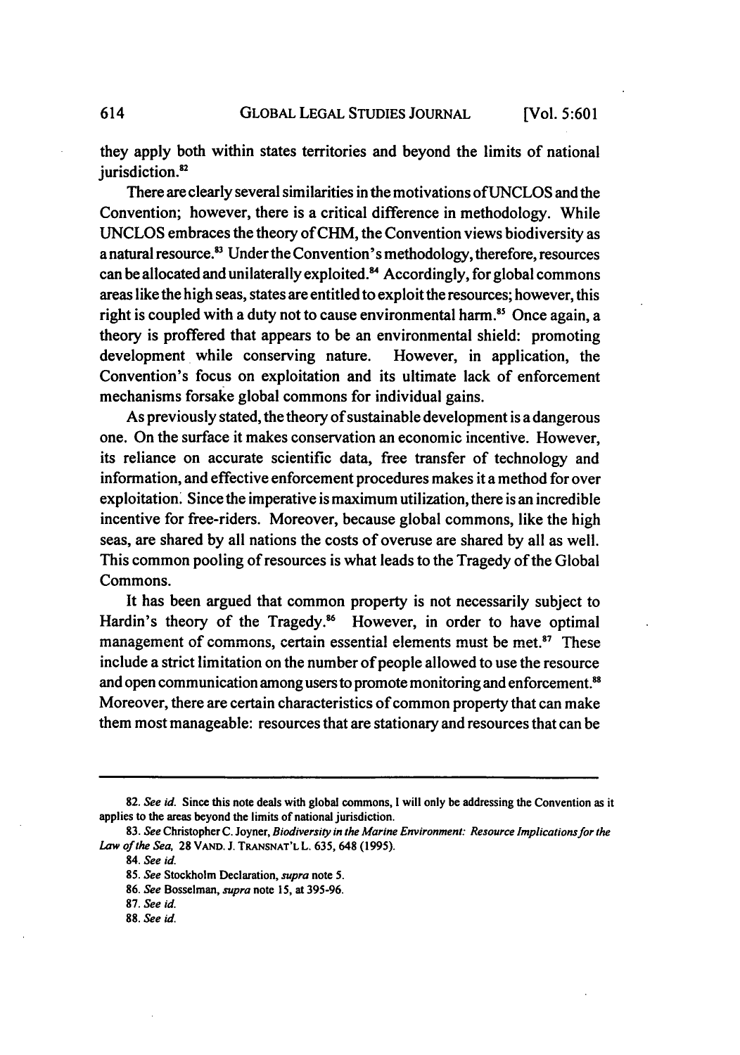they apply both within states territories and beyond the limits of national jurisdiction.[82]

There are clearly several similarities in the motivations of UNCLOS and the Convention; however, there is a critical difference in methodology. While UNCLOS embraces the theory of CHM, the Convention views biodiversity as a natural resource.[83] Under the Convention's methodology, therefore, resources can be allocated and unilaterally exploited.[84] Accordingly, for global commons areas like the high seas, states are entitled to exploit the resources; however, this right is coupled with a duty not to cause environmental harm.[85] Once again, a theory is proffered that appears to be an environmental shield: promoting development while conserving nature. However, in application, the Convention's focus on exploitation and its ultimate lack of enforcement mechanisms forsake global commons for individual gains.

As previously stated, the theory of sustainable development is a dangerous one. On the surface it makes conservation an economic incentive. However, its reliance on accurate scientific data, free transfer of technology and information, and effective enforcement procedures makes it a method for over exploitation. Since the imperative is maximum utilization, there is an incredible incentive for free-riders. Moreover, because global commons, like the high seas, are shared by all nations the costs of overuse are shared by all as well. This common pooling of resources is what leads to the Tragedy of the Global Commons.

It has been argued that common property is not necessarily subject to Hardin's theory of the Tragedy.[86] However, in order to have optimal management of commons, certain essential elements must be met.[87] These include a strict limitation on the number of people allowed to use the resource and open communication among users to promote monitoring and enforcement.[88] Moreover, there are certain characteristics of common property that can make them most manageable: resources that are stationary and resources that can be

---

82. *See id.* Since this note deals with global commons, I will only be addressing the Convention as it applies to the areas beyond the limits of national jurisdiction.

83. *See* Christopher C. Joyner, *Biodiversity in the Marine Environment: Resource Implications for the Law of the Sea*, 28 VAND. J. TRANSNAT'L L. 635, 648 (1995).

84. *See id.*

85. *See* Stockholm Declaration, *supra* note 5.

86. *See* Bosselman, *supra* note 15, at 395-96.

87. *See id.*

88. *See id.*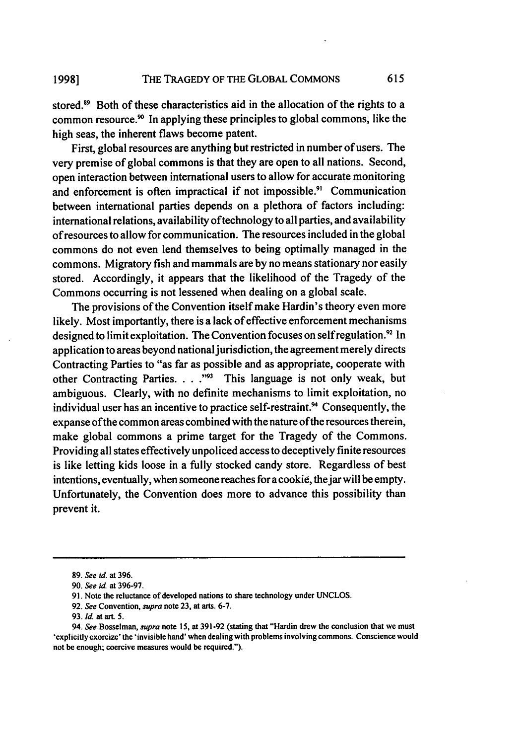stored.[89] Both of these characteristics aid in the allocation of the rights to a common resource.[90] In applying these principles to global commons, like the high seas, the inherent flaws become patent.

First, global resources are anything but restricted in number of users. The very premise of global commons is that they are open to all nations. Second, open interaction between international users to allow for accurate monitoring and enforcement is often impractical if not impossible.[91] Communication between international parties depends on a plethora of factors including: international relations, availability of technology to all parties, and availability of resources to allow for communication. The resources included in the global commons do not even lend themselves to being optimally managed in the commons. Migratory fish and mammals are by no means stationary nor easily stored. Accordingly, it appears that the likelihood of the Tragedy of the Commons occurring is not lessened when dealing on a global scale.

The provisions of the Convention itself make Hardin's theory even more likely. Most importantly, there is a lack of effective enforcement mechanisms designed to limit exploitation. The Convention focuses on self regulation.[92] In application to areas beyond national jurisdiction, the agreement merely directs Contracting Parties to "as far as possible and as appropriate, cooperate with other Contracting Parties. . . ."[93] This language is not only weak, but ambiguous. Clearly, with no definite mechanisms to limit exploitation, no individual user has an incentive to practice self-restraint.[94] Consequently, the expanse of the common areas combined with the nature of the resources therein, make global commons a prime target for the Tragedy of the Commons. Providing all states effectively unpoliced access to deceptively finite resources is like letting kids loose in a fully stocked candy store. Regardless of best intentions, eventually, when someone reaches for a cookie, the jar will be empty. Unfortunately, the Convention does more to advance this possibility than prevent it.

---

89. *See id.* at 396.

90. *See id.* at 396-97.

91. Note the reluctance of developed nations to share technology under UNCLOS.

92. *See* Convention, *supra* note 23, at arts. 6-7.

93. *Id.* at art. 5.

94. *See* Bosselman, *supra* note 15, at 391-92 (stating that "Hardin drew the conclusion that we must 'explicitly exorcize' the 'invisible hand' when dealing with problems involving commons. Conscience would not be enough; coercive measures would be required.").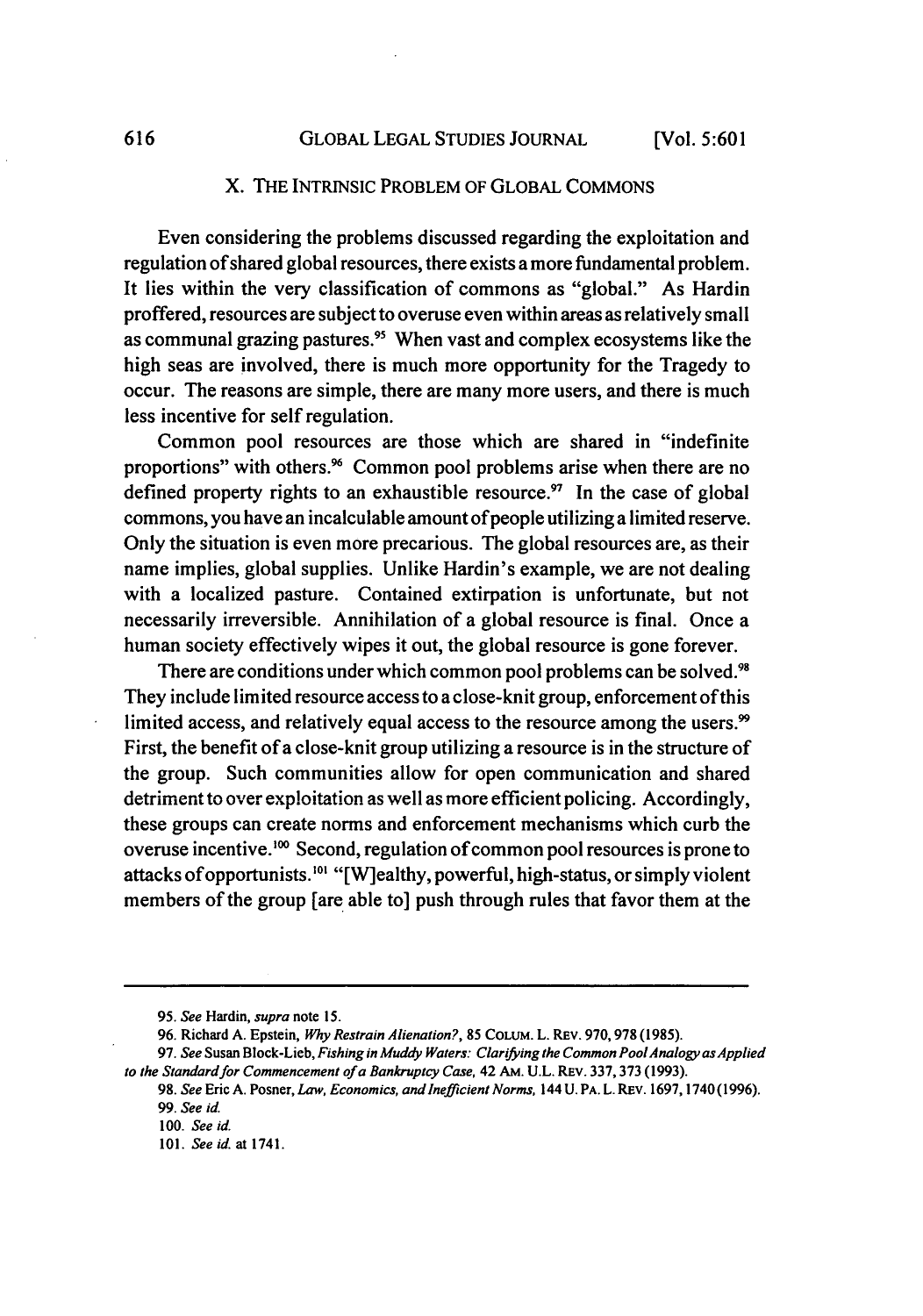## X. THE INTRINSIC PROBLEM OF GLOBAL COMMONS

Even considering the problems discussed regarding the exploitation and regulation of shared global resources, there exists a more fundamental problem. It lies within the very classification of commons as "global." As Hardin proffered, resources are subject to overuse even within areas as relatively small as communal grazing pastures.[95] When vast and complex ecosystems like the high seas are involved, there is much more opportunity for the Tragedy to occur. The reasons are simple, there are many more users, and there is much less incentive for self regulation.

Common pool resources are those which are shared in "indefinite proportions" with others.[96] Common pool problems arise when there are no defined property rights to an exhaustible resource.[97] In the case of global commons, you have an incalculable amount of people utilizing a limited reserve. Only the situation is even more precarious. The global resources are, as their name implies, global supplies. Unlike Hardin's example, we are not dealing with a localized pasture. Contained extirpation is unfortunate, but not necessarily irreversible. Annihilation of a global resource is final. Once a human society effectively wipes it out, the global resource is gone forever.

There are conditions under which common pool problems can be solved.[98] They include limited resource access to a close-knit group, enforcement of this limited access, and relatively equal access to the resource among the users.[99] First, the benefit of a close-knit group utilizing a resource is in the structure of the group. Such communities allow for open communication and shared detriment to over exploitation as well as more efficient policing. Accordingly, these groups can create norms and enforcement mechanisms which curb the overuse incentive.[100] Second, regulation of common pool resources is prone to attacks of opportunists.[101] "[W]ealthy, powerful, high-status, or simply violent members of the group [are able to] push through rules that favor them at the

---

95. *See* Hardin, *supra* note 15.

96. Richard A. Epstein, *Why Restrain Alienation?*, 85 COLUM. L. REV. 970, 978 (1985).

97. *See* Susan Block-Lieb, *Fishing in Muddy Waters: Clarifying the Common Pool Analogy as Applied to the Standard for Commencement of a Bankruptcy Case*, 42 AM. U.L. REV. 337, 373 (1993).

98. *See* Eric A. Posner, *Law, Economics, and Inefficient Norms*, 144 U. PA. L. REV. 1697, 1740 (1996).

99. *See id.*

100. *See id.*

101. *See id.* at 1741.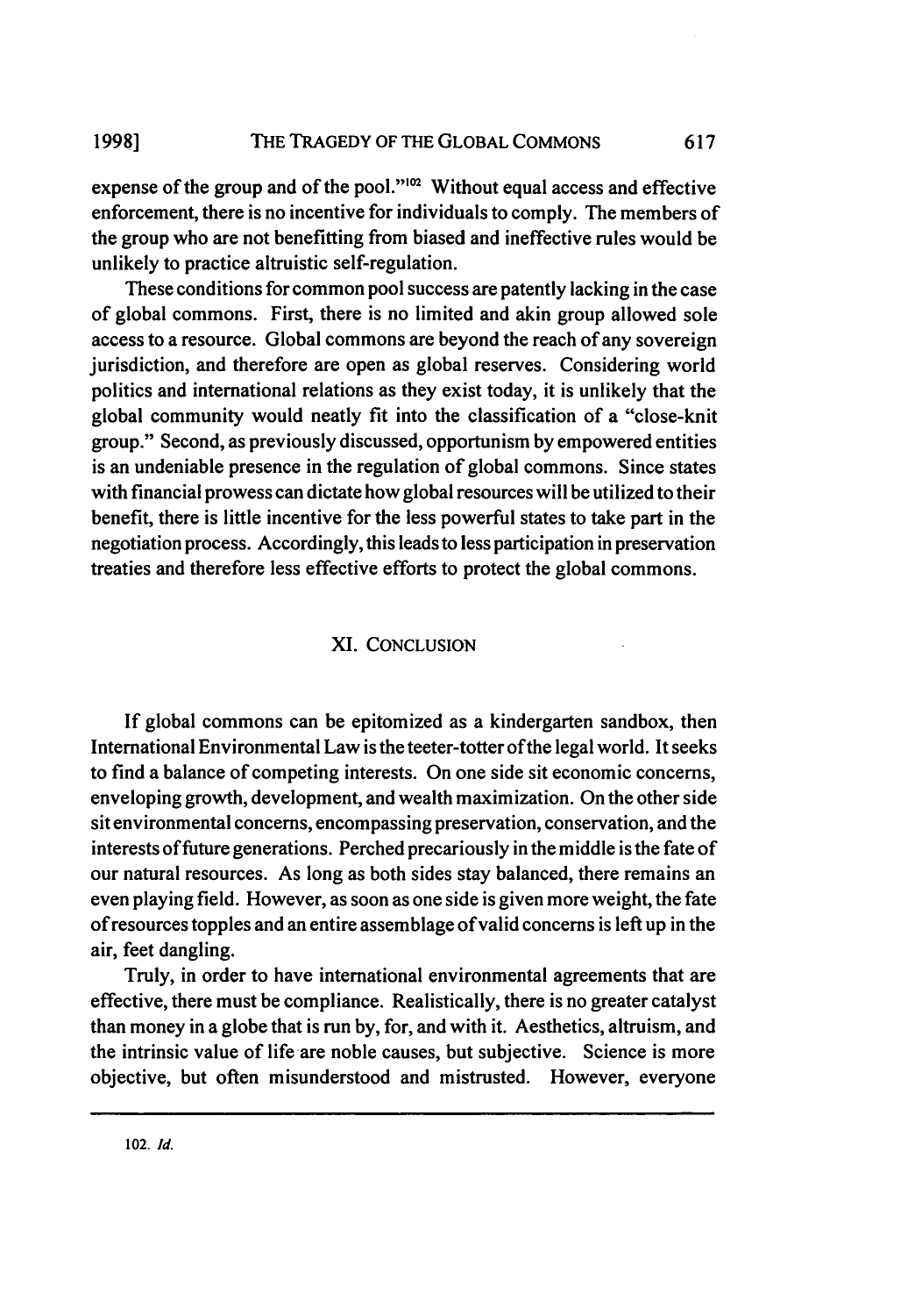expense of the group and of the pool."[102] Without equal access and effective enforcement, there is no incentive for individuals to comply. The members of the group who are not benefitting from biased and ineffective rules would be unlikely to practice altruistic self-regulation.

These conditions for common pool success are patently lacking in the case of global commons. First, there is no limited and akin group allowed sole access to a resource. Global commons are beyond the reach of any sovereign jurisdiction, and therefore are open as global reserves. Considering world politics and international relations as they exist today, it is unlikely that the global community would neatly fit into the classification of a "close-knit group." Second, as previously discussed, opportunism by empowered entities is an undeniable presence in the regulation of global commons. Since states with financial prowess can dictate how global resources will be utilized to their benefit, there is little incentive for the less powerful states to take part in the negotiation process. Accordingly, this leads to less participation in preservation treaties and therefore less effective efforts to protect the global commons.

## XI. CONCLUSION

If global commons can be epitomized as a kindergarten sandbox, then International Environmental Law is the teeter-totter of the legal world. It seeks to find a balance of competing interests. On one side sit economic concerns, enveloping growth, development, and wealth maximization. On the other side sit environmental concerns, encompassing preservation, conservation, and the interests of future generations. Perched precariously in the middle is the fate of our natural resources. As long as both sides stay balanced, there remains an even playing field. However, as soon as one side is given more weight, the fate of resources topples and an entire assemblage of valid concerns is left up in the air, feet dangling.

Truly, in order to have international environmental agreements that are effective, there must be compliance. Realistically, there is no greater catalyst than money in a globe that is run by, for, and with it. Aesthetics, altruism, and the intrinsic value of life are noble causes, but subjective. Science is more objective, but often misunderstood and mistrusted. However, everyone

---

102. *Id.*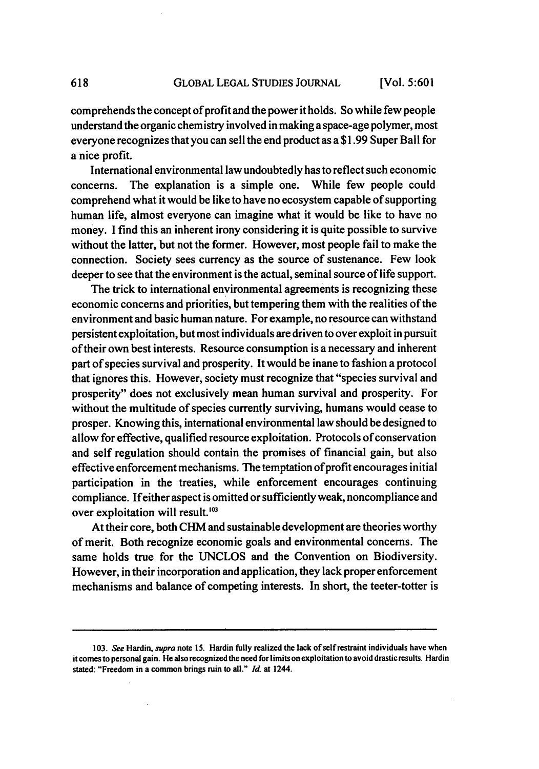comprehends the concept of profit and the power it holds. So while few people understand the organic chemistry involved in making a space-age polymer, most everyone recognizes that you can sell the end product as a $1.99 Super Ball for a nice profit.

International environmental law undoubtedly has to reflect such economic concerns. The explanation is a simple one. While few people could comprehend what it would be like to have no ecosystem capable of supporting human life, almost everyone can imagine what it would be like to have no money. I find this an inherent irony considering it is quite possible to survive without the latter, but not the former. However, most people fail to make the connection. Society sees currency as the source of sustenance. Few look deeper to see that the environment is the actual, seminal source of life support.

The trick to international environmental agreements is recognizing these economic concerns and priorities, but tempering them with the realities of the environment and basic human nature. For example, no resource can withstand persistent exploitation, but most individuals are driven to over exploit in pursuit of their own best interests. Resource consumption is a necessary and inherent part of species survival and prosperity. It would be inane to fashion a protocol that ignores this. However, society must recognize that "species survival and prosperity" does not exclusively mean human survival and prosperity. For without the multitude of species currently surviving, humans would cease to prosper. Knowing this, international environmental law should be designed to allow for effective, qualified resource exploitation. Protocols of conservation and self regulation should contain the promises of financial gain, but also effective enforcement mechanisms. The temptation of profit encourages initial participation in the treaties, while enforcement encourages continuing compliance. If either aspect is omitted or sufficiently weak, noncompliance and over exploitation will result.[103]

At their core, both CHM and sustainable development are theories worthy of merit. Both recognize economic goals and environmental concerns. The same holds true for the UNCLOS and the Convention on Biodiversity. However, in their incorporation and application, they lack proper enforcement mechanisms and balance of competing interests. In short, the teeter-totter is

---

103. *See* Hardin, *supra* note 15. Hardin fully realized the lack of self restraint individuals have when it comes to personal gain. He also recognized the need for limits on exploitation to avoid drastic results. Hardin stated: "Freedom in a common brings ruin to all." *Id.* at 1244.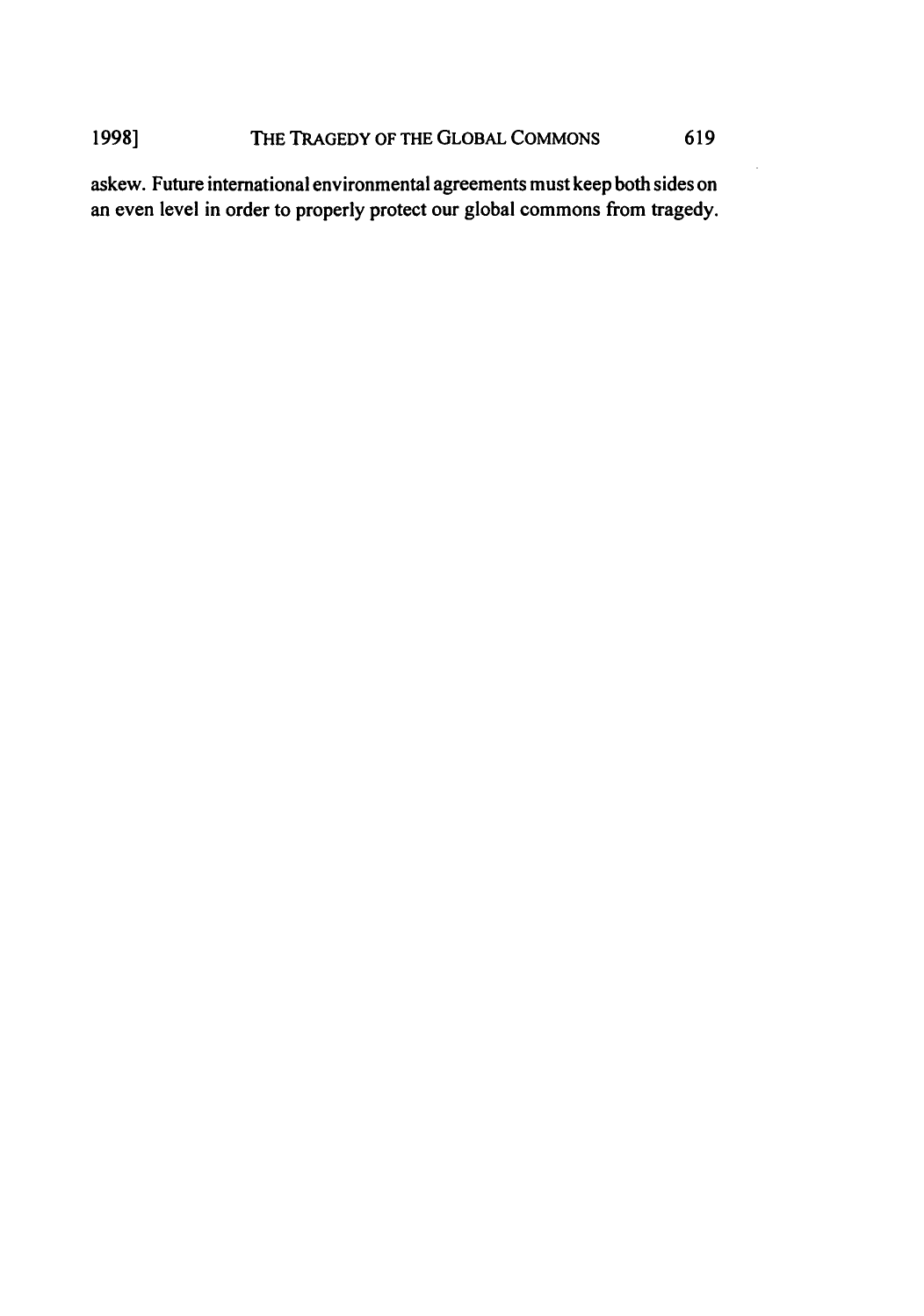askew. Future international environmental agreements must keep both sides on an even level in order to properly protect our global commons from tragedy.